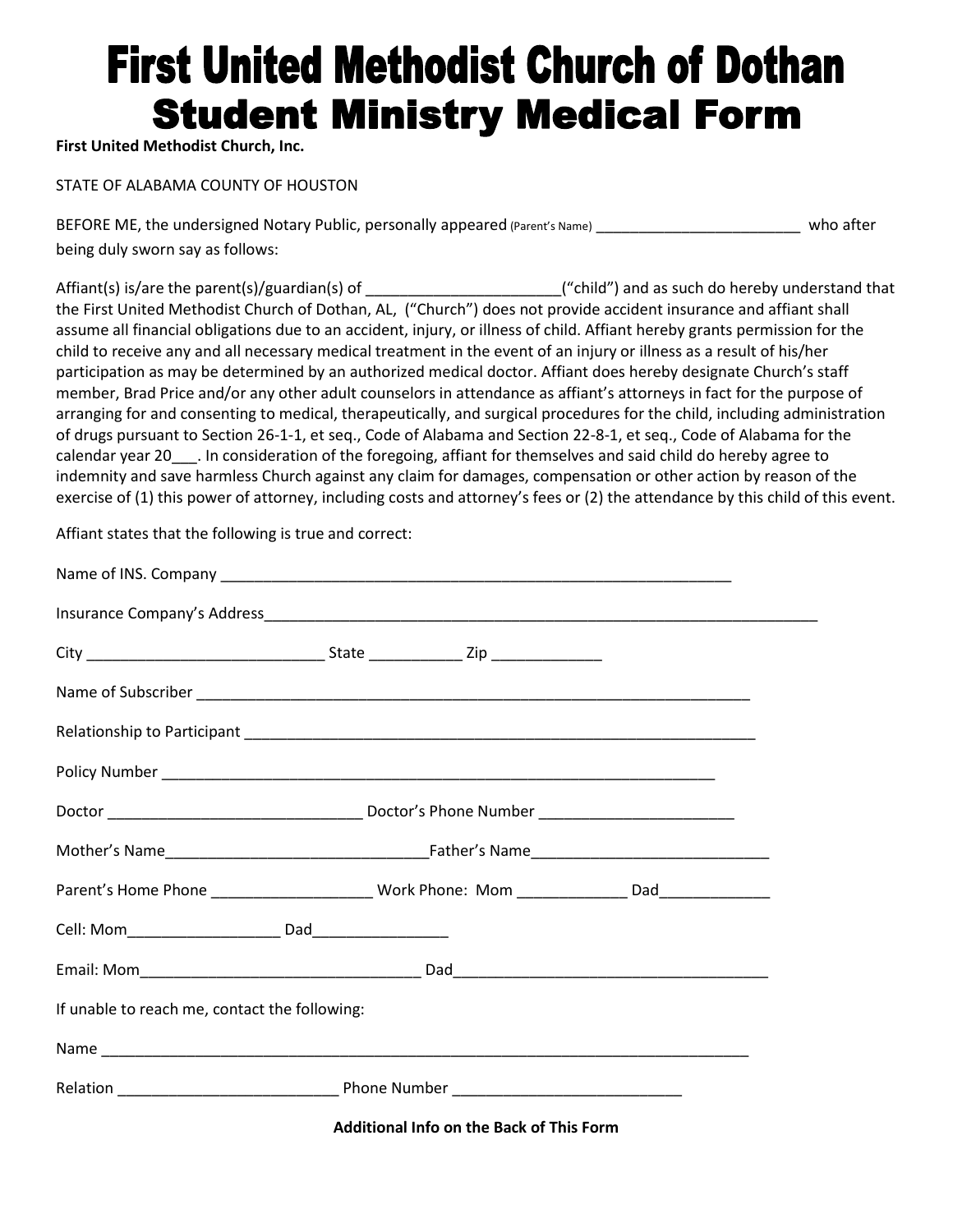# First United Methodist Church of Dothan

## Student Ministry Medical Form

**First United Methodist Church, Inc.**

STATE OF ALABAMA COUNTY OF HOUSTON

BEFORE ME, the undersigned Notary Public, personally appeared (Parent's Name) _________________________ who after being duly sworn say as follows:

Affiant(s) is/are the parent(s)/guardian(s) of ______________________("child") and as such do hereby understand that the First United Methodist Church of Dothan, AL, ("Church") does not provide accident insurance and affiant shall assume all financial obligations due to an accident, injury, or illness of child. Affiant hereby grants permission for the child to receive any and all necessary medical treatment in the event of an injury or illness as a result of his/her participation as may be determined by an authorized medical doctor. Affiant does hereby designate Church's staff member, Brad Price and/or any other adult counselors in attendance as affiant's attorneys in fact for the purpose of arranging for and consenting to medical, therapeutically, and surgical procedures for the child, including administration of drugs pursuant to Section 26-1-1, et seq., Code of Alabama and Section 22-8-1, et seq., Code of Alabama for the calendar year 20___. In consideration of the foregoing, affiant for themselves and said child do hereby agree to indemnity and save harmless Church against any claim for damages, compensation or other action by reason of the exercise of (1) this power of attorney, including costs and attorney's fees or (2) the attendance by this child of this event.

Affiant states that the following is true and correct:

Name of INS. Company ______________________________________________________________

Insurance Company's Address____________________________________________________________________

City ____________________________ State ___________ Zip _____________

Name of Subscriber ___________________________________________________________________

Relationship to Participant ______________________________________________________________

Policy Number ____________________________________________________________________

Doctor ______________________________ Doctor's Phone Number _______________________

Mother's Name_______________________________Father's Name____________________________

Parent's Home Phone ___________________ Work Phone: Mom _____________ Dad_____________

Cell: Mom__________________ Dad________________

Email: Mom_________________________________ Dad_____________________________________

If unable to reach me, contact the following:

Name ______________________________________________________________________________

Relation __________________________ Phone Number ___________________________

**Additional Info on the Back of This Form**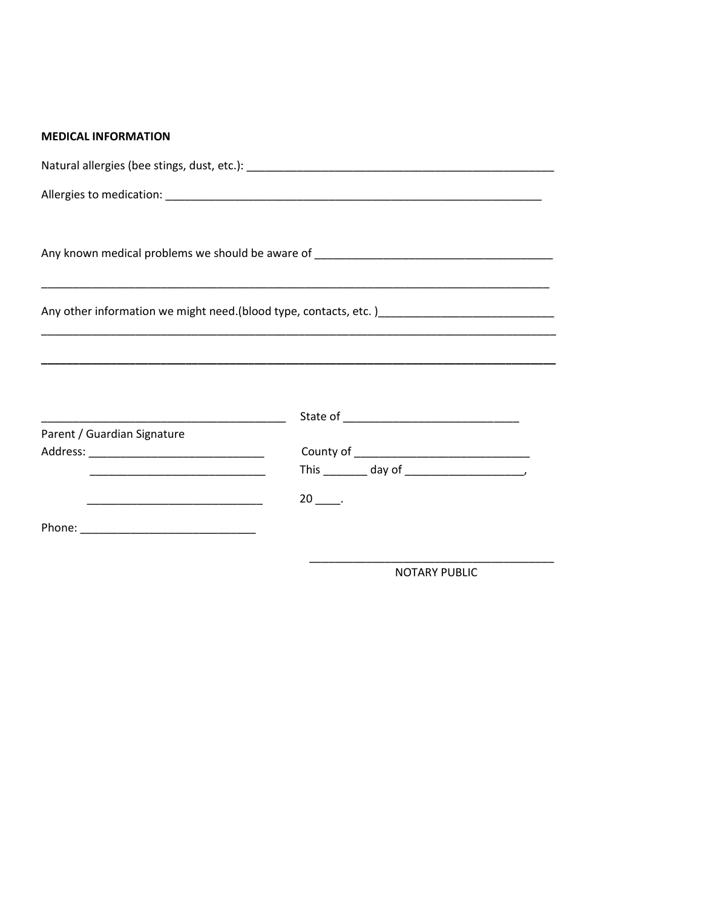**MEDICAL INFORMATION**

Natural allergies (bee stings, dust, etc.): ___________________________________________________

Allergies to medication: ________________________________________________________________

Any known medical problems we should be aware of ______________________________________

_________________________________________________________________________________________

Any other information we might need.(blood type, contacts, etc. )____________________________

_________________________________________________________________________________________

_________________________________________________________________________________________

_______________________________________
Parent / Guardian Signature

Address: ____________________________

____________________________

____________________________

Phone: ____________________________

State of ____________________________

County of ____________________________

This _______ day of ___________________,

20 ____.

_______________________________________
NOTARY PUBLIC